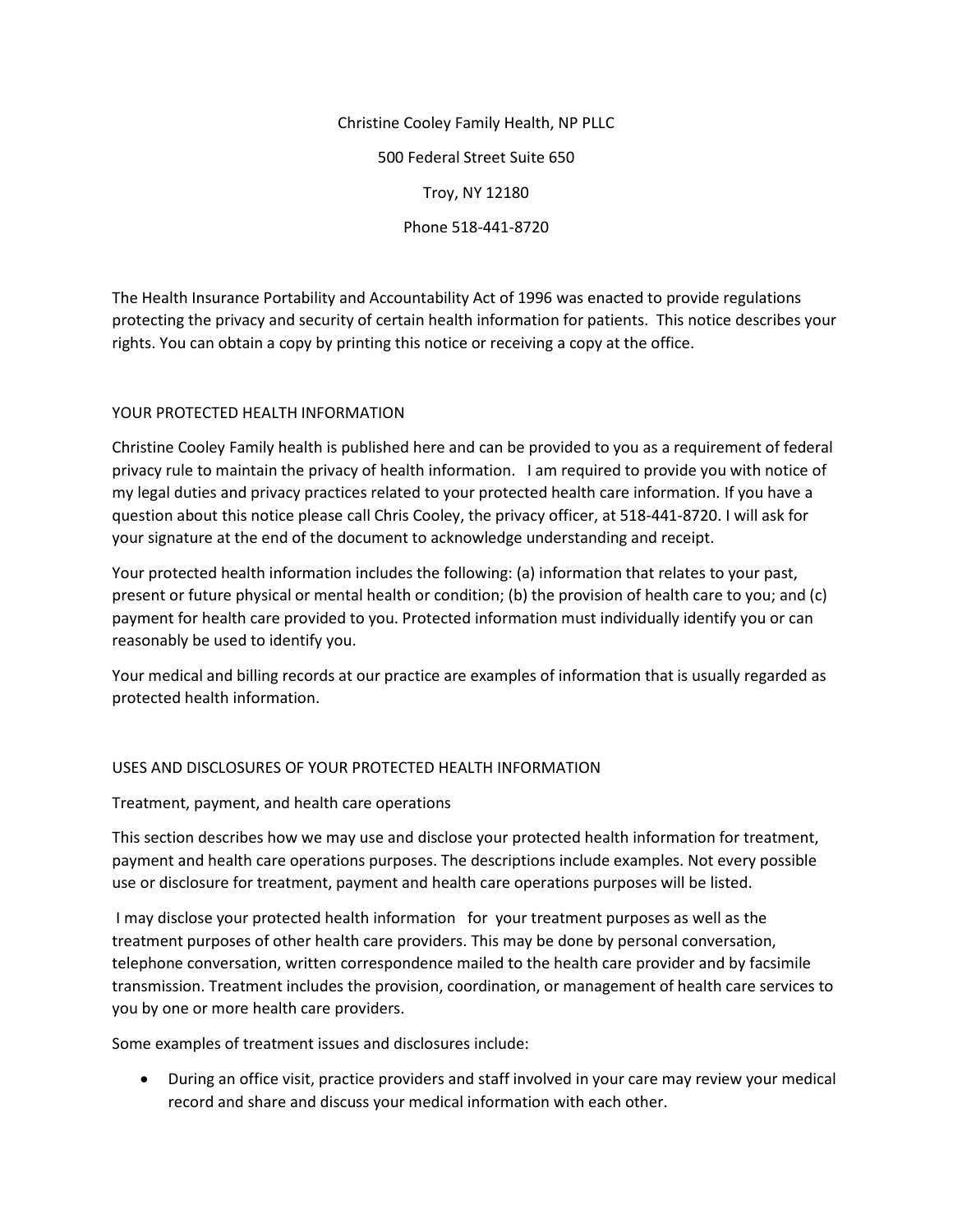Christine Cooley Family Health, NP PLLC

500 Federal Street Suite 650

Troy, NY 12180

Phone 518-441-8720

The Health Insurance Portability and Accountability Act of 1996 was enacted to provide regulations protecting the privacy and security of certain health information for patients. This notice describes your rights. You can obtain a copy by printing this notice or receiving a copy at the office.

## YOUR PROTECTED HEALTH INFORMATION

Christine Cooley Family health is published here and can be provided to you as a requirement of federal privacy rule to maintain the privacy of health information. I am required to provide you with notice of my legal duties and privacy practices related to your protected health care information. If you have a question about this notice please call Chris Cooley, the privacy officer, at 518-441-8720. I will ask for your signature at the end of the document to acknowledge understanding and receipt.

Your protected health information includes the following: (a) information that relates to your past, present or future physical or mental health or condition; (b) the provision of health care to you; and (c) payment for health care provided to you. Protected information must individually identify you or can reasonably be used to identify you.

Your medical and billing records at our practice are examples of information that is usually regarded as protected health information.

## USES AND DISCLOSURES OF YOUR PROTECTED HEALTH INFORMATION

### Treatment, payment, and health care operations

This section describes how we may use and disclose your protected health information for treatment, payment and health care operations purposes. The descriptions include examples. Not every possible use or disclosure for treatment, payment and health care operations purposes will be listed.

I may disclose your protected health information for your treatment purposes as well as the treatment purposes of other health care providers. This may be done by personal conversation, telephone conversation, written correspondence mailed to the health care provider and by facsimile transmission. Treatment includes the provision, coordination, or management of health care services to you by one or more health care providers.

Some examples of treatment issues and disclosures include:

- During an office visit, practice providers and staff involved in your care may review your medical record and share and discuss your medical information with each other.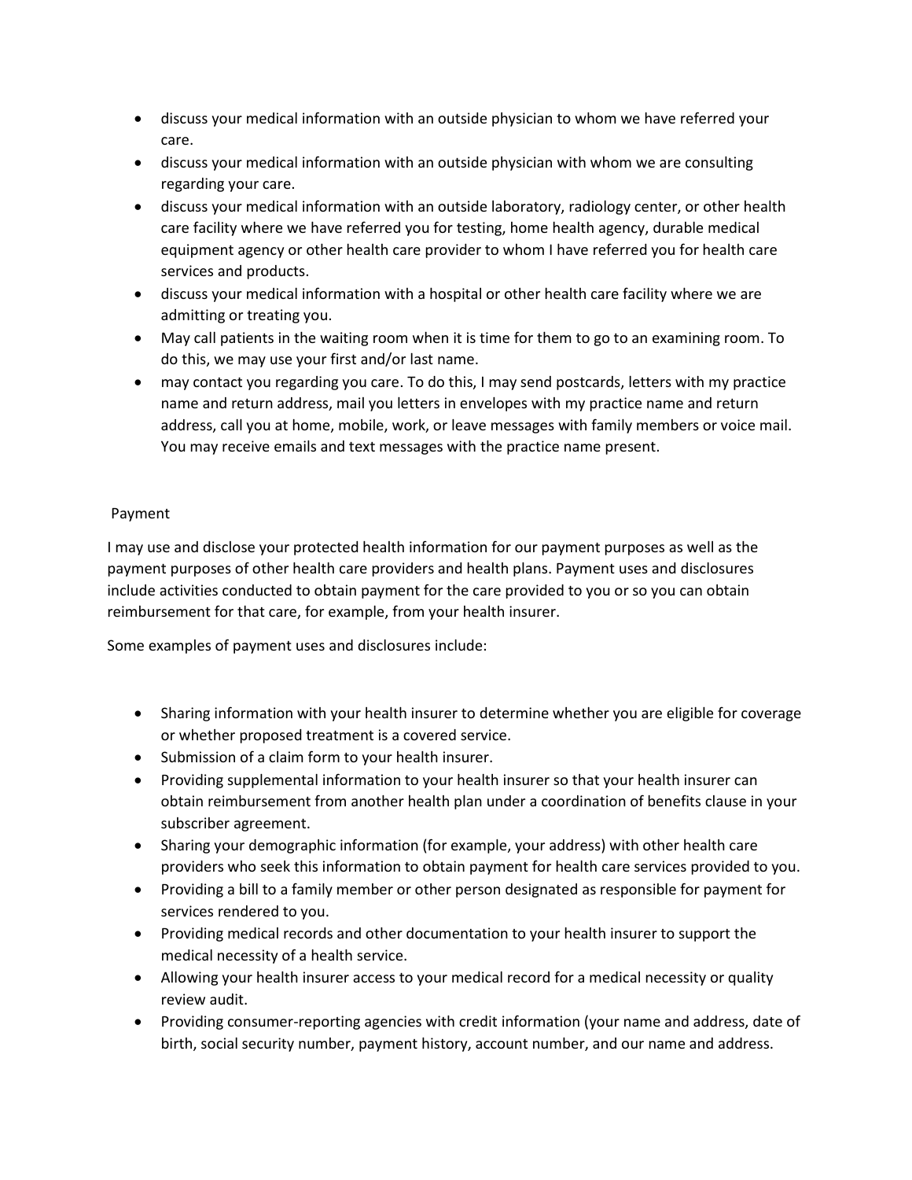- discuss your medical information with an outside physician to whom we have referred your care.
- discuss your medical information with an outside physician with whom we are consulting regarding your care.
- discuss your medical information with an outside laboratory, radiology center, or other health care facility where we have referred you for testing, home health agency, durable medical equipment agency or other health care provider to whom I have referred you for health care services and products.
- discuss your medical information with a hospital or other health care facility where we are admitting or treating you.
- May call patients in the waiting room when it is time for them to go to an examining room. To do this, we may use your first and/or last name.
- may contact you regarding you care. To do this, I may send postcards, letters with my practice name and return address, mail you letters in envelopes with my practice name and return address, call you at home, mobile, work, or leave messages with family members or voice mail. You may receive emails and text messages with the practice name present.

## Payment

I may use and disclose your protected health information for our payment purposes as well as the payment purposes of other health care providers and health plans. Payment uses and disclosures include activities conducted to obtain payment for the care provided to you or so you can obtain reimbursement for that care, for example, from your health insurer.

Some examples of payment uses and disclosures include:

- Sharing information with your health insurer to determine whether you are eligible for coverage or whether proposed treatment is a covered service.
- Submission of a claim form to your health insurer.
- Providing supplemental information to your health insurer so that your health insurer can obtain reimbursement from another health plan under a coordination of benefits clause in your subscriber agreement.
- Sharing your demographic information (for example, your address) with other health care providers who seek this information to obtain payment for health care services provided to you.
- Providing a bill to a family member or other person designated as responsible for payment for services rendered to you.
- Providing medical records and other documentation to your health insurer to support the medical necessity of a health service.
- Allowing your health insurer access to your medical record for a medical necessity or quality review audit.
- Providing consumer-reporting agencies with credit information (your name and address, date of birth, social security number, payment history, account number, and our name and address.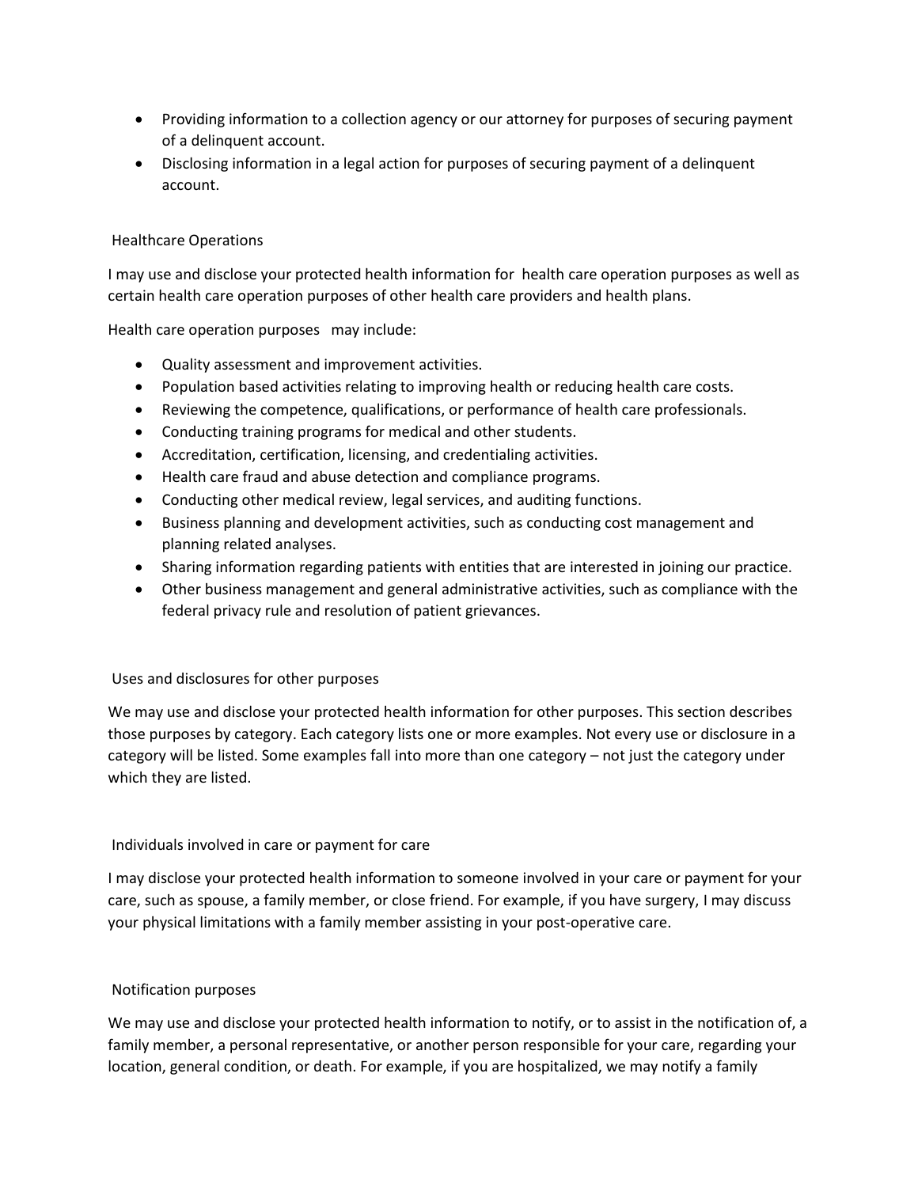- Providing information to a collection agency or our attorney for purposes of securing payment of a delinquent account.
- Disclosing information in a legal action for purposes of securing payment of a delinquent account.

## Healthcare Operations

I may use and disclose your protected health information for health care operation purposes as well as certain health care operation purposes of other health care providers and health plans.

Health care operation purposes may include:

- Quality assessment and improvement activities.
- Population based activities relating to improving health or reducing health care costs.
- Reviewing the competence, qualifications, or performance of health care professionals.
- Conducting training programs for medical and other students.
- Accreditation, certification, licensing, and credentialing activities.
- Health care fraud and abuse detection and compliance programs.
- Conducting other medical review, legal services, and auditing functions.
- Business planning and development activities, such as conducting cost management and planning related analyses.
- Sharing information regarding patients with entities that are interested in joining our practice.
- Other business management and general administrative activities, such as compliance with the federal privacy rule and resolution of patient grievances.

## Uses and disclosures for other purposes

We may use and disclose your protected health information for other purposes. This section describes those purposes by category. Each category lists one or more examples. Not every use or disclosure in a category will be listed. Some examples fall into more than one category – not just the category under which they are listed.

## Individuals involved in care or payment for care

I may disclose your protected health information to someone involved in your care or payment for your care, such as spouse, a family member, or close friend. For example, if you have surgery, I may discuss your physical limitations with a family member assisting in your post-operative care.

## Notification purposes

We may use and disclose your protected health information to notify, or to assist in the notification of, a family member, a personal representative, or another person responsible for your care, regarding your location, general condition, or death. For example, if you are hospitalized, we may notify a family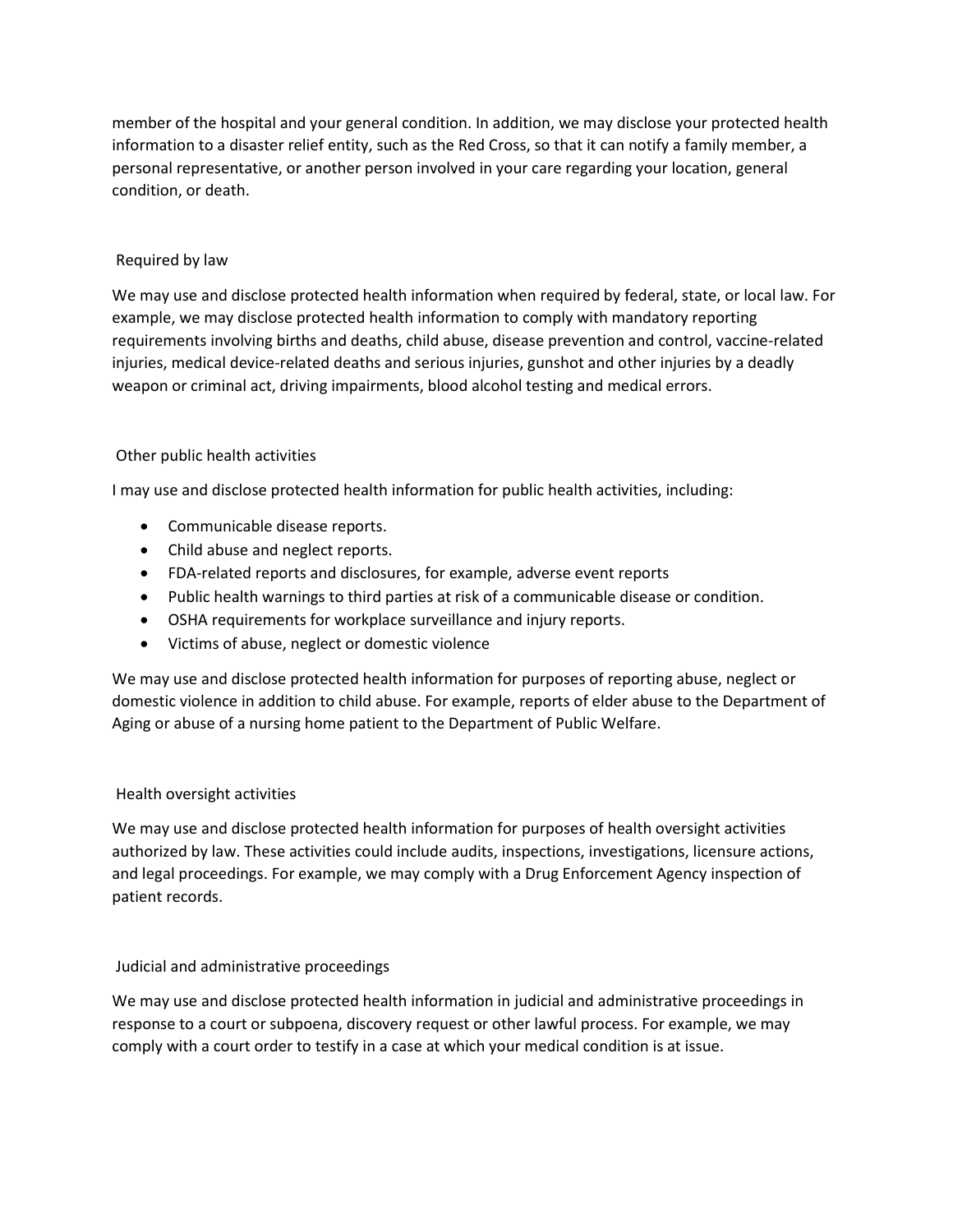member of the hospital and your general condition. In addition, we may disclose your protected health information to a disaster relief entity, such as the Red Cross, so that it can notify a family member, a personal representative, or another person involved in your care regarding your location, general condition, or death.

### Required by law

We may use and disclose protected health information when required by federal, state, or local law. For example, we may disclose protected health information to comply with mandatory reporting requirements involving births and deaths, child abuse, disease prevention and control, vaccine-related injuries, medical device-related deaths and serious injuries, gunshot and other injuries by a deadly weapon or criminal act, driving impairments, blood alcohol testing and medical errors.

### Other public health activities

I may use and disclose protected health information for public health activities, including:

- Communicable disease reports.
- Child abuse and neglect reports.
- FDA-related reports and disclosures, for example, adverse event reports
- Public health warnings to third parties at risk of a communicable disease or condition.
- OSHA requirements for workplace surveillance and injury reports.
- Victims of abuse, neglect or domestic violence

We may use and disclose protected health information for purposes of reporting abuse, neglect or domestic violence in addition to child abuse. For example, reports of elder abuse to the Department of Aging or abuse of a nursing home patient to the Department of Public Welfare.

### Health oversight activities

We may use and disclose protected health information for purposes of health oversight activities authorized by law. These activities could include audits, inspections, investigations, licensure actions, and legal proceedings. For example, we may comply with a Drug Enforcement Agency inspection of patient records.

### Judicial and administrative proceedings

We may use and disclose protected health information in judicial and administrative proceedings in response to a court or subpoena, discovery request or other lawful process. For example, we may comply with a court order to testify in a case at which your medical condition is at issue.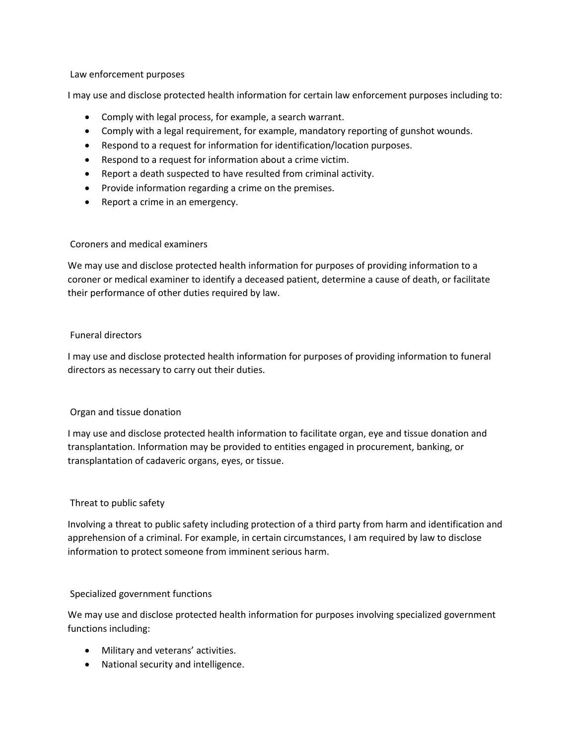### Law enforcement purposes

I may use and disclose protected health information for certain law enforcement purposes including to:

- Comply with legal process, for example, a search warrant.
- Comply with a legal requirement, for example, mandatory reporting of gunshot wounds.
- Respond to a request for information for identification/location purposes.
- Respond to a request for information about a crime victim.
- Report a death suspected to have resulted from criminal activity.
- Provide information regarding a crime on the premises.
- Report a crime in an emergency.

### Coroners and medical examiners

We may use and disclose protected health information for purposes of providing information to a coroner or medical examiner to identify a deceased patient, determine a cause of death, or facilitate their performance of other duties required by law.

### Funeral directors

I may use and disclose protected health information for purposes of providing information to funeral directors as necessary to carry out their duties.

### Organ and tissue donation

I may use and disclose protected health information to facilitate organ, eye and tissue donation and transplantation. Information may be provided to entities engaged in procurement, banking, or transplantation of cadaveric organs, eyes, or tissue.

### Threat to public safety

Involving a threat to public safety including protection of a third party from harm and identification and apprehension of a criminal. For example, in certain circumstances, I am required by law to disclose information to protect someone from imminent serious harm.

### Specialized government functions

We may use and disclose protected health information for purposes involving specialized government functions including:

- Military and veterans' activities.
- National security and intelligence.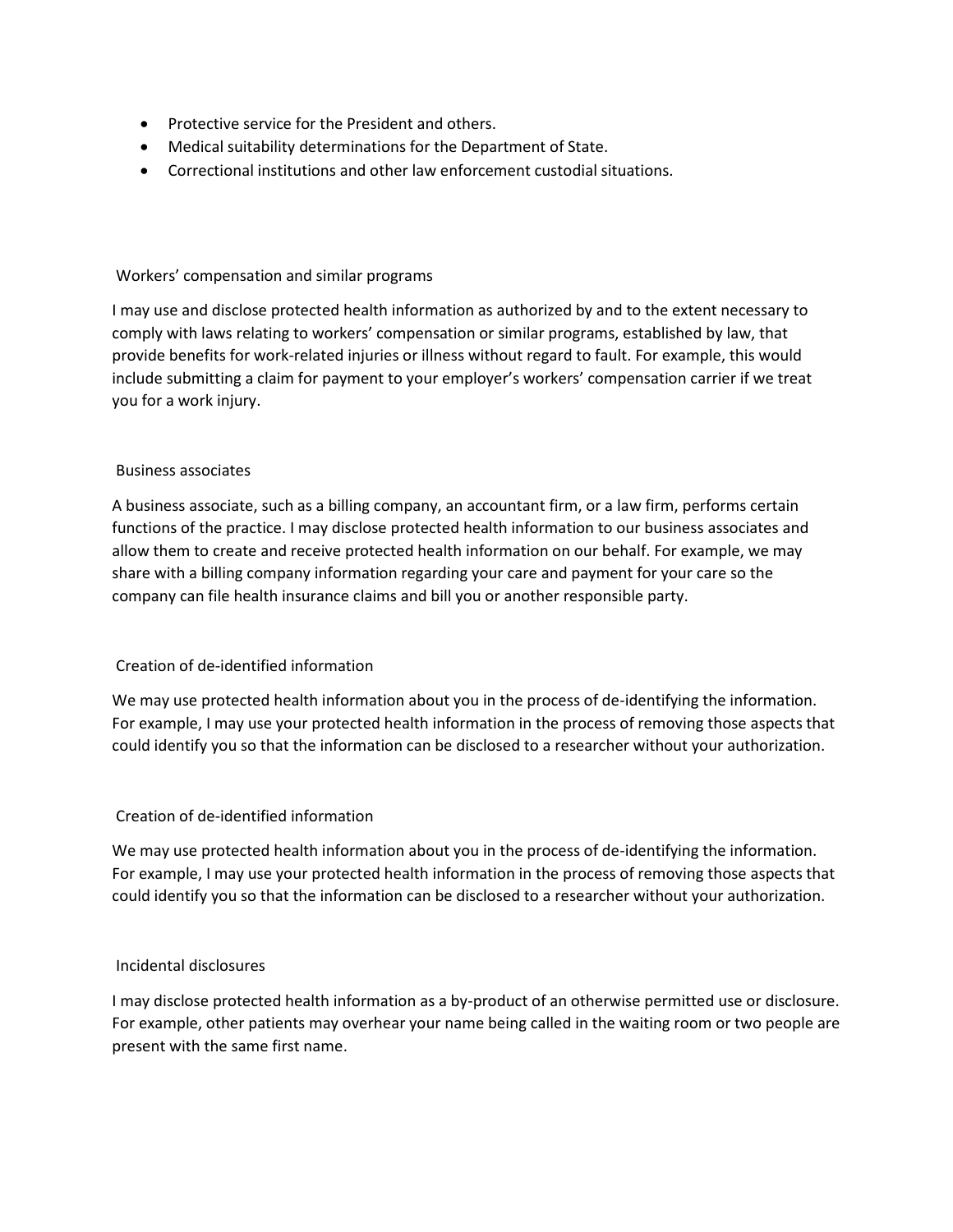- Protective service for the President and others.
- Medical suitability determinations for the Department of State.
- Correctional institutions and other law enforcement custodial situations.

### Workers' compensation and similar programs

I may use and disclose protected health information as authorized by and to the extent necessary to comply with laws relating to workers' compensation or similar programs, established by law, that provide benefits for work-related injuries or illness without regard to fault. For example, this would include submitting a claim for payment to your employer's workers' compensation carrier if we treat you for a work injury.

### Business associates

A business associate, such as a billing company, an accountant firm, or a law firm, performs certain functions of the practice. I may disclose protected health information to our business associates and allow them to create and receive protected health information on our behalf. For example, we may share with a billing company information regarding your care and payment for your care so the company can file health insurance claims and bill you or another responsible party.

### Creation of de-identified information

We may use protected health information about you in the process of de-identifying the information. For example, I may use your protected health information in the process of removing those aspects that could identify you so that the information can be disclosed to a researcher without your authorization.

### Creation of de-identified information

We may use protected health information about you in the process of de-identifying the information. For example, I may use your protected health information in the process of removing those aspects that could identify you so that the information can be disclosed to a researcher without your authorization.

### Incidental disclosures

I may disclose protected health information as a by-product of an otherwise permitted use or disclosure. For example, other patients may overhear your name being called in the waiting room or two people are present with the same first name.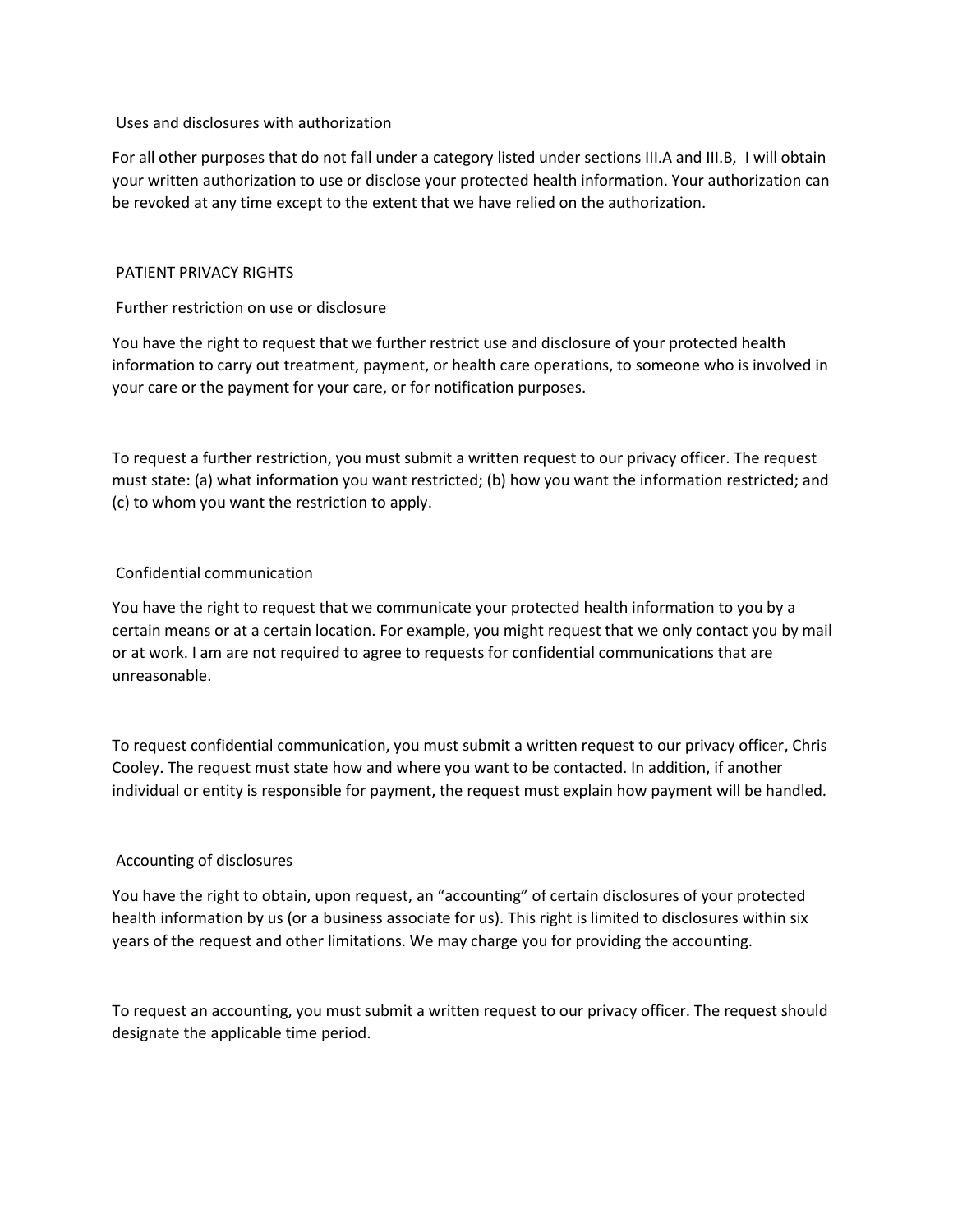### Uses and disclosures with authorization

For all other purposes that do not fall under a category listed under sections III.A and III.B, I will obtain your written authorization to use or disclose your protected health information. Your authorization can be revoked at any time except to the extent that we have relied on the authorization.

## PATIENT PRIVACY RIGHTS

### Further restriction on use or disclosure

You have the right to request that we further restrict use and disclosure of your protected health information to carry out treatment, payment, or health care operations, to someone who is involved in your care or the payment for your care, or for notification purposes.

To request a further restriction, you must submit a written request to our privacy officer. The request must state: (a) what information you want restricted; (b) how you want the information restricted; and (c) to whom you want the restriction to apply.

### Confidential communication

You have the right to request that we communicate your protected health information to you by a certain means or at a certain location. For example, you might request that we only contact you by mail or at work. I am are not required to agree to requests for confidential communications that are unreasonable.

To request confidential communication, you must submit a written request to our privacy officer, Chris Cooley. The request must state how and where you want to be contacted. In addition, if another individual or entity is responsible for payment, the request must explain how payment will be handled.

### Accounting of disclosures

You have the right to obtain, upon request, an "accounting" of certain disclosures of your protected health information by us (or a business associate for us). This right is limited to disclosures within six years of the request and other limitations. We may charge you for providing the accounting.

To request an accounting, you must submit a written request to our privacy officer. The request should designate the applicable time period.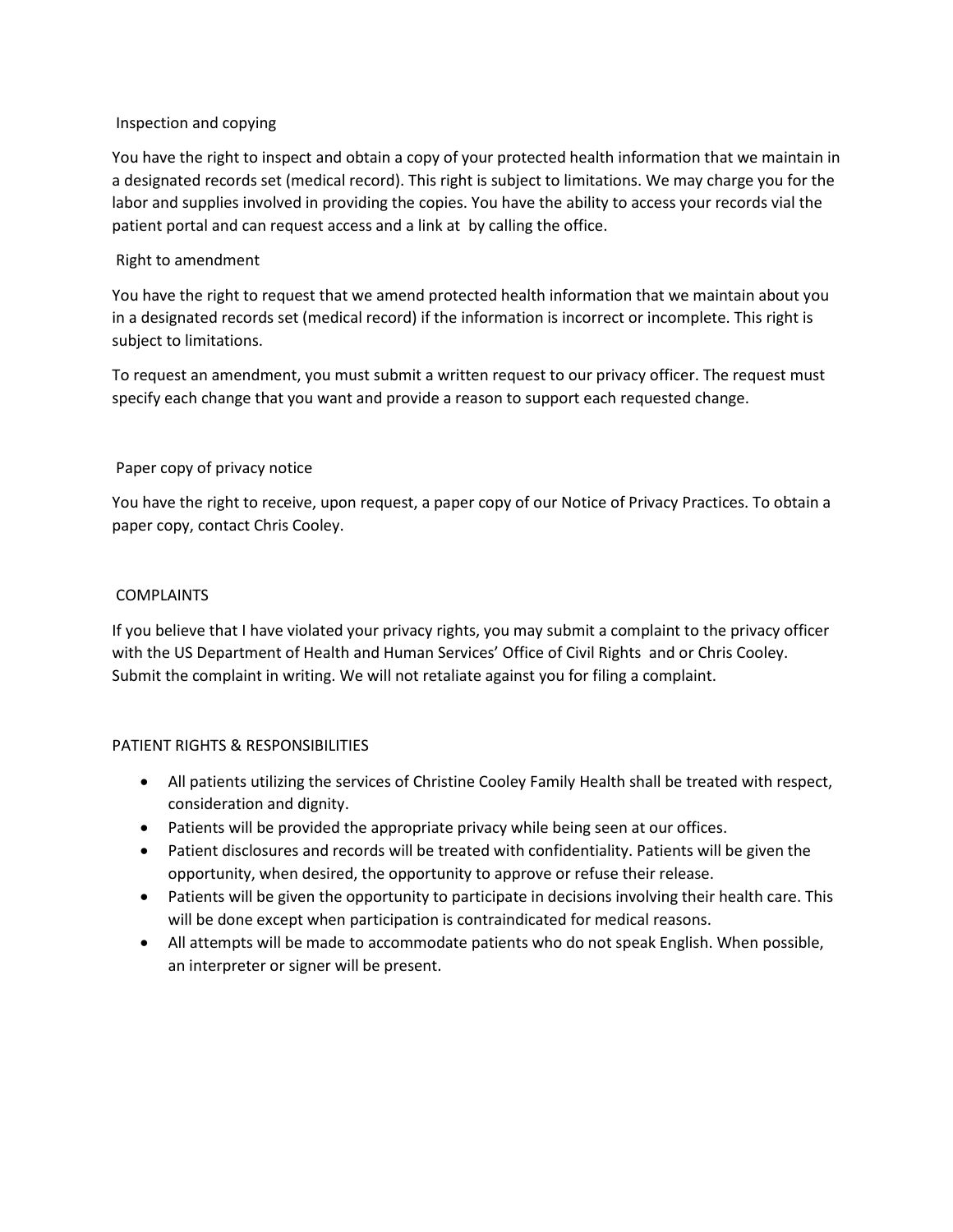Inspection and copying

You have the right to inspect and obtain a copy of your protected health information that we maintain in a designated records set (medical record). This right is subject to limitations. We may charge you for the labor and supplies involved in providing the copies. You have the ability to access your records vial the patient portal and can request access and a link at  by calling the office.

Right to amendment

You have the right to request that we amend protected health information that we maintain about you in a designated records set (medical record) if the information is incorrect or incomplete. This right is subject to limitations.

To request an amendment, you must submit a written request to our privacy officer. The request must specify each change that you want and provide a reason to support each requested change.

Paper copy of privacy notice

You have the right to receive, upon request, a paper copy of our Notice of Privacy Practices. To obtain a paper copy, contact Chris Cooley.

COMPLAINTS

If you believe that I have violated your privacy rights, you may submit a complaint to the privacy officer with the US Department of Health and Human Services' Office of Civil Rights  and or Chris Cooley. Submit the complaint in writing. We will not retaliate against you for filing a complaint.

PATIENT RIGHTS & RESPONSIBILITIES

- All patients utilizing the services of Christine Cooley Family Health shall be treated with respect, consideration and dignity.
- Patients will be provided the appropriate privacy while being seen at our offices.
- Patient disclosures and records will be treated with confidentiality. Patients will be given the opportunity, when desired, the opportunity to approve or refuse their release.
- Patients will be given the opportunity to participate in decisions involving their health care. This will be done except when participation is contraindicated for medical reasons.
- All attempts will be made to accommodate patients who do not speak English. When possible, an interpreter or signer will be present.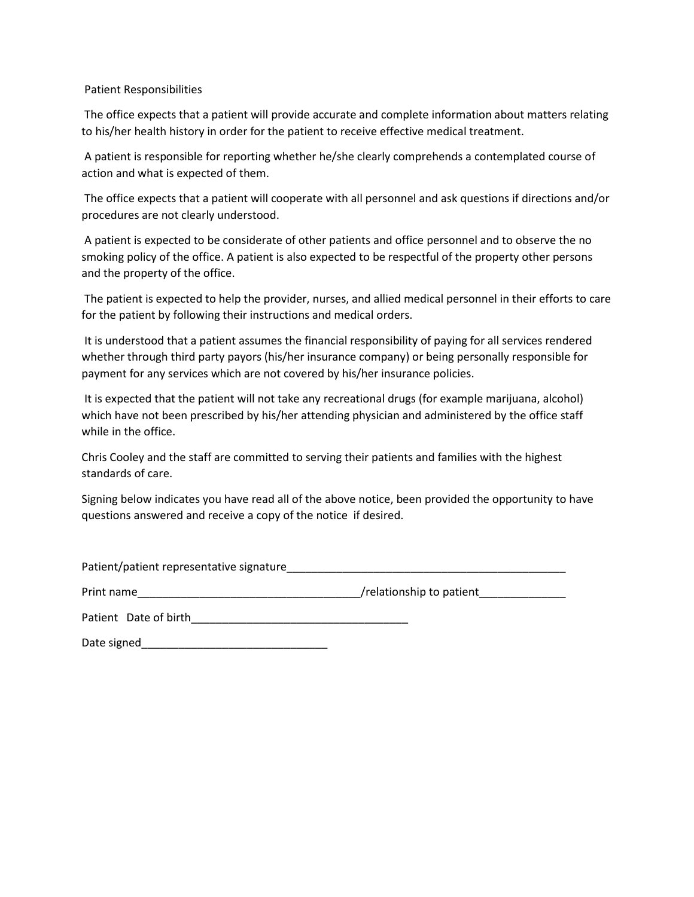Patient Responsibilities

The office expects that a patient will provide accurate and complete information about matters relating to his/her health history in order for the patient to receive effective medical treatment.

A patient is responsible for reporting whether he/she clearly comprehends a contemplated course of action and what is expected of them.

The office expects that a patient will cooperate with all personnel and ask questions if directions and/or procedures are not clearly understood.

A patient is expected to be considerate of other patients and office personnel and to observe the no smoking policy of the office. A patient is also expected to be respectful of the property other persons and the property of the office.

The patient is expected to help the provider, nurses, and allied medical personnel in their efforts to care for the patient by following their instructions and medical orders.

It is understood that a patient assumes the financial responsibility of paying for all services rendered whether through third party payors (his/her insurance company) or being personally responsible for payment for any services which are not covered by his/her insurance policies.

It is expected that the patient will not take any recreational drugs (for example marijuana, alcohol) which have not been prescribed by his/her attending physician and administered by the office staff while in the office.

Chris Cooley and the staff are committed to serving their patients and families with the highest standards of care.

Signing below indicates you have read all of the above notice, been provided the opportunity to have questions answered and receive a copy of the notice if desired.

Patient/patient representative signature_______________________________________________

Print name____________________________________/relationship to patient______________

Patient Date of birth___________________________________

Date signed_______________________________